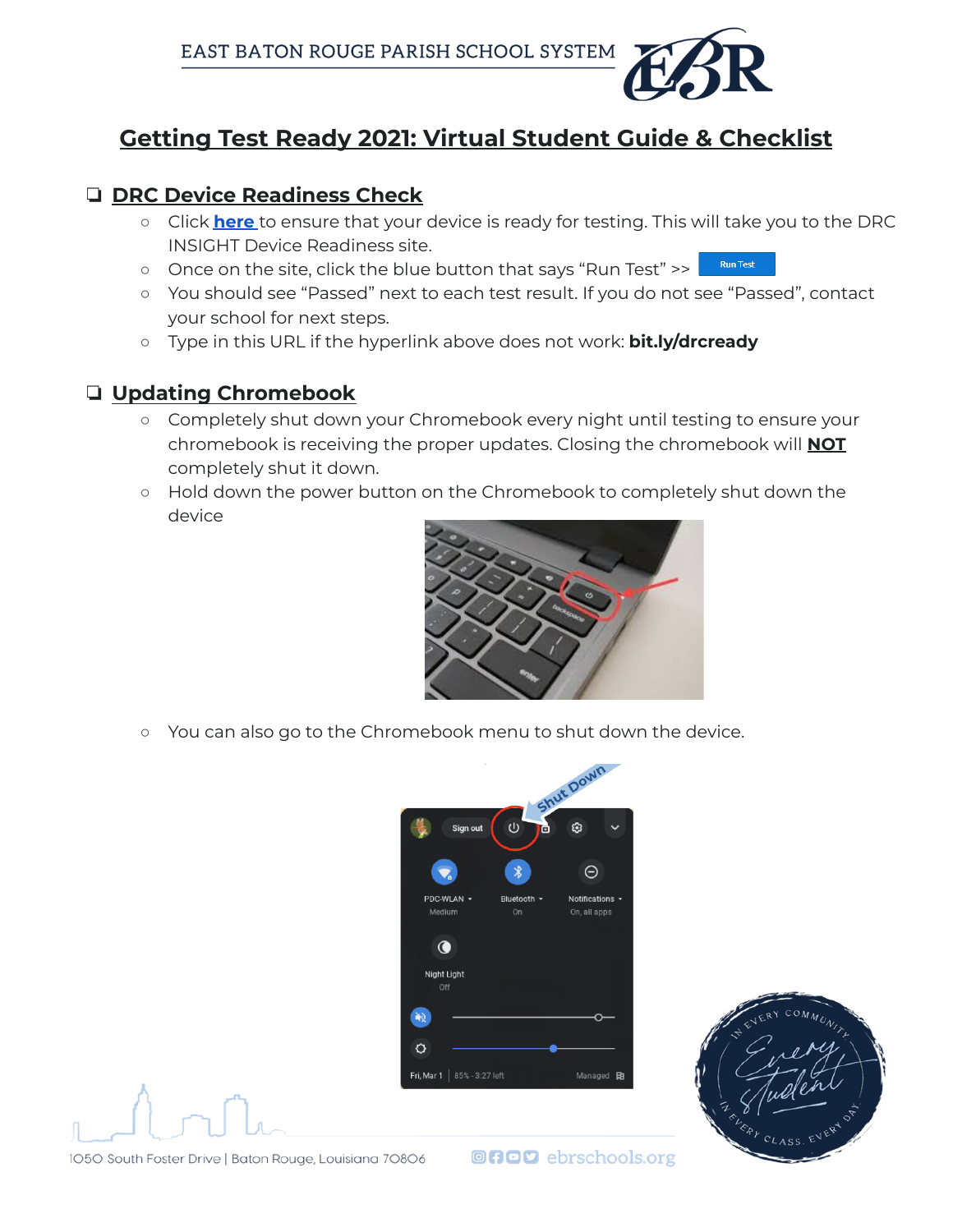EAST BATON ROUGE PARISH SCHOOL SYSTEM

# Getting Test Ready 2021: Virtual Student Guide & Checklist

## ❑ DRC Device Readiness Check

- Click **here** to ensure that your device is ready for testing. This will take you to the DRC INSIGHT Device Readiness site.
- Once on the site, click the blue button that says "Run Test" >> Run Test
- You should see "Passed" next to each test result. If you do not see "Passed", contact your school for next steps.
- Type in this URL if the hyperlink above does not work: **bit.ly/drcready**

## ❑ Updating Chromebook

- Completely shut down your Chromebook every night until testing to ensure your chromebook is receiving the proper updates. Closing the chromebook will **NOT** completely shut it down.
- Hold down the power button on the Chromebook to completely shut down the device
- You can also go to the Chromebook menu to shut down the device.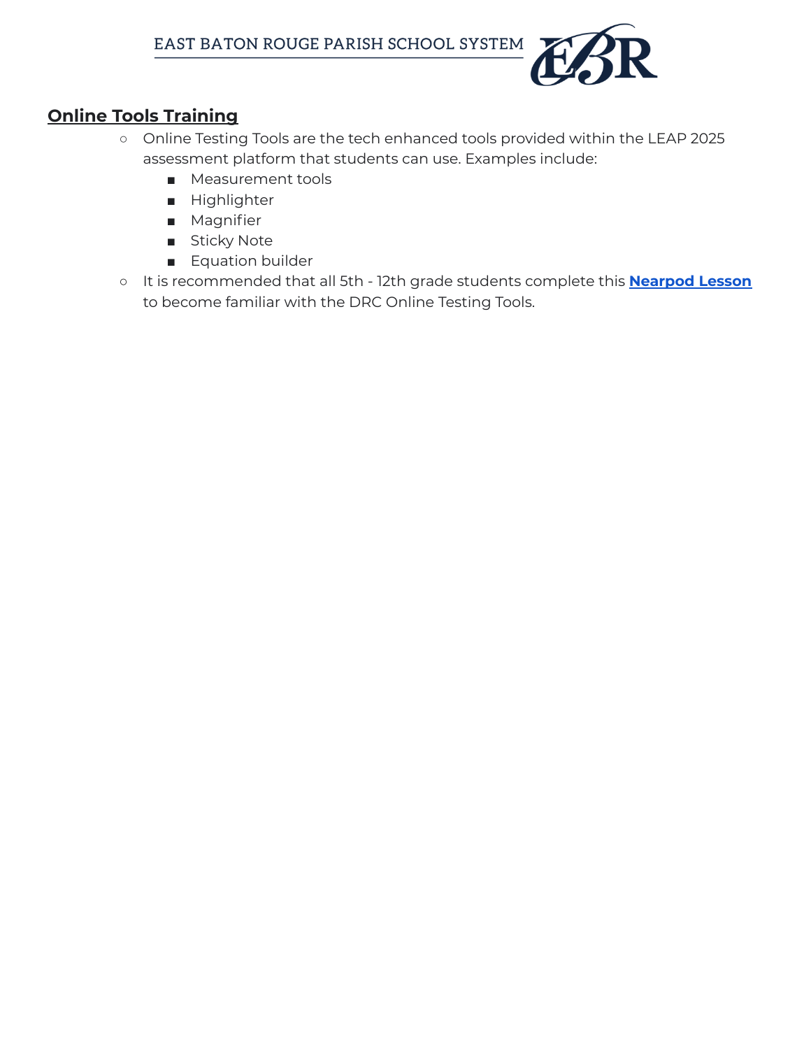## **Online Tools Training**

- Online Testing Tools are the tech enhanced tools provided within the LEAP 2025 assessment platform that students can use. Examples include:
  - Measurement tools
  - Highlighter
  - Magnifier
  - Sticky Note
  - Equation builder
- It is recommended that all 5th - 12th grade students complete this **Nearpod Lesson** to become familiar with the DRC Online Testing Tools.